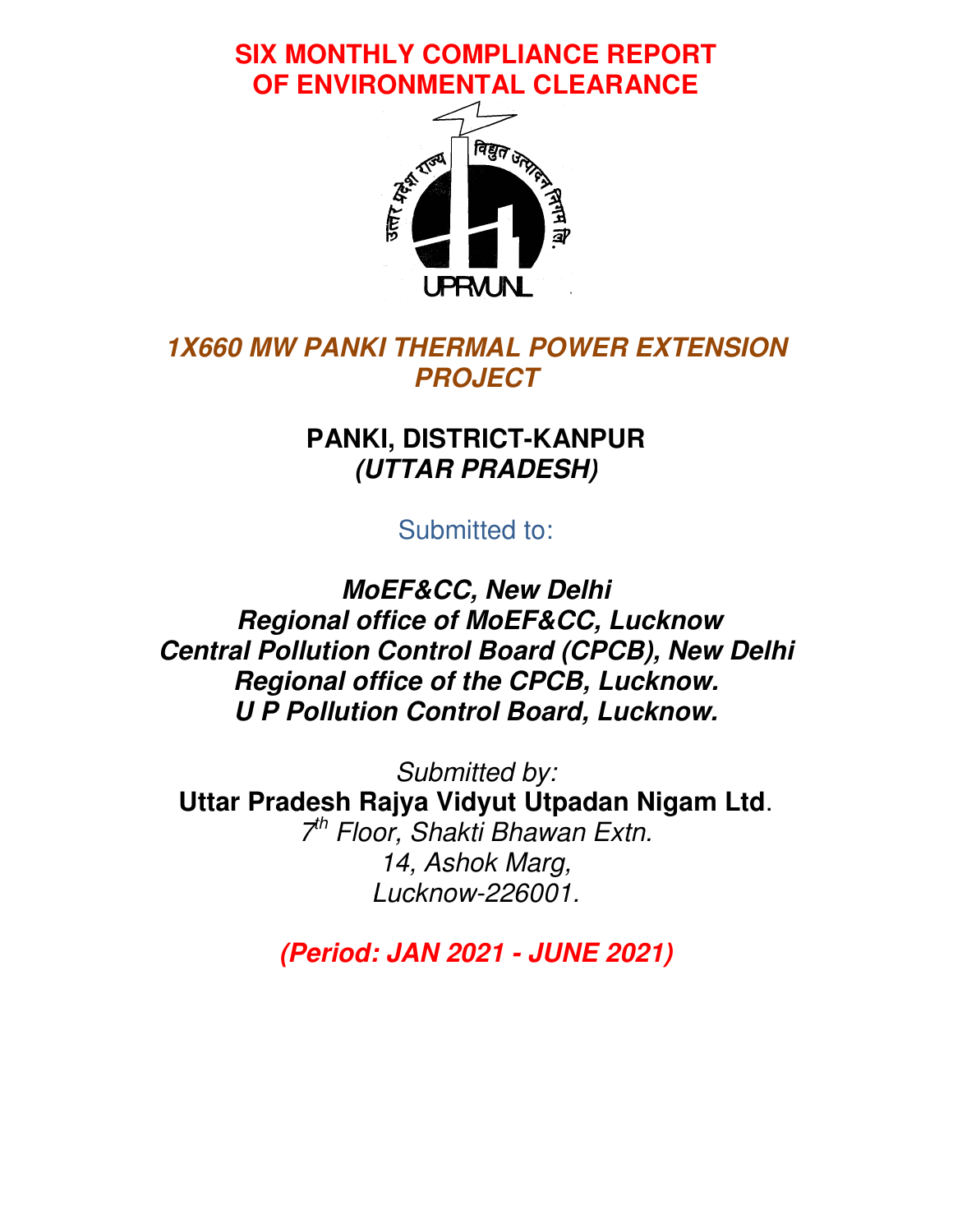# SIX MONTHLY COMPLIANCE REPORT OF ENVIRONMENTAL CLEARANCE

## *1X660 MW PANKI THERMAL POWER EXTENSION PROJECT*

**PANKI, DISTRICT-KANPUR**
***(UTTAR PRADESH)***

Submitted to:

***MoEF&CC, New Delhi***
***Regional office of MoEF&CC, Lucknow***
***Central Pollution Control Board (CPCB), New Delhi***
***Regional office of the CPCB, Lucknow.***
***U P Pollution Control Board, Lucknow.***

*Submitted by:*
**Uttar Pradesh Rajya Vidyut Utpadan Nigam Ltd**.
*7th Floor, Shakti Bhawan Extn.*
*14, Ashok Marg,*
*Lucknow-226001.*

***(Period: JAN 2021 - JUNE 2021)***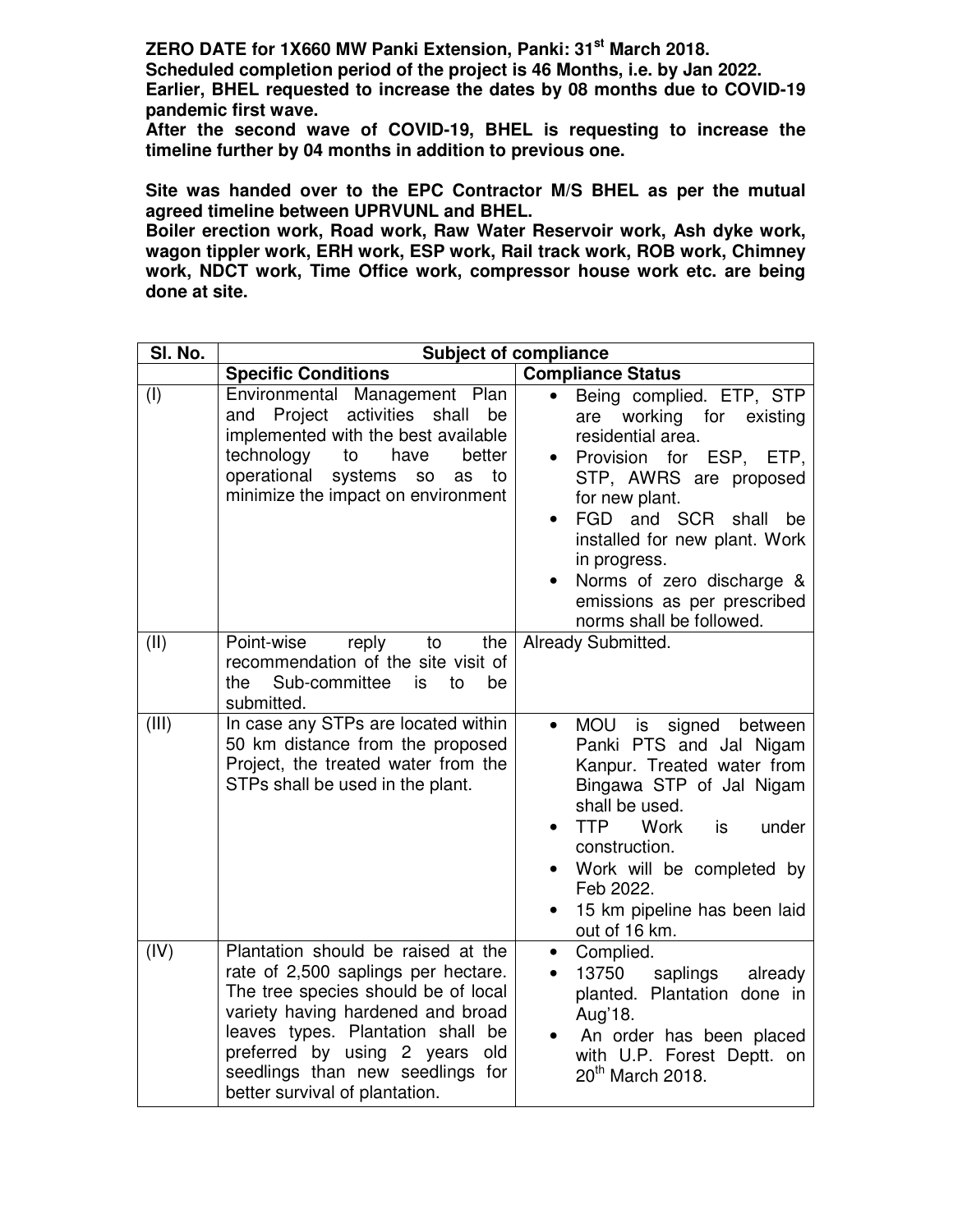**ZERO DATE for 1X660 MW Panki Extension, Panki: 31st March 2018.**
**Scheduled completion period of the project is 46 Months, i.e. by Jan 2022.**
**Earlier, BHEL requested to increase the dates by 08 months due to COVID-19 pandemic first wave.**
**After the second wave of COVID-19, BHEL is requesting to increase the timeline further by 04 months in addition to previous one.**

**Site was handed over to the EPC Contractor M/S BHEL as per the mutual agreed timeline between UPRVUNL and BHEL.**
**Boiler erection work, Road work, Raw Water Reservoir work, Ash dyke work, wagon tippler work, ERH work, ESP work, Rail track work, ROB work, Chimney work, NDCT work, Time Office work, compressor house work etc. are being done at site.**

| Sl. No. | Subject of compliance | |
|---|---|---|
| | **Specific Conditions** | **Compliance Status** |
| (I) | Environmental Management Plan and Project activities shall be implemented with the best available technology to have better operational systems so as to minimize the impact on environment | • Being complied. ETP, STP are working for existing residential area.<br>• Provision for ESP, ETP, STP, AWRS are proposed for new plant.<br>• FGD and SCR shall be installed for new plant. Work in progress.<br>• Norms of zero discharge & emissions as per prescribed norms shall be followed. |
| (II) | Point-wise reply to the recommendation of the site visit of the Sub-committee is to be submitted. | Already Submitted. |
| (III) | In case any STPs are located within 50 km distance from the proposed Project, the treated water from the STPs shall be used in the plant. | • MOU is signed between Panki PTS and Jal Nigam Kanpur. Treated water from Bingawa STP of Jal Nigam shall be used.<br>• TTP Work is under construction.<br>• Work will be completed by Feb 2022.<br>• 15 km pipeline has been laid out of 16 km. |
| (IV) | Plantation should be raised at the rate of 2,500 saplings per hectare. The tree species should be of local variety having hardened and broad leaves types. Plantation shall be preferred by using 2 years old seedlings than new seedlings for better survival of plantation. | • Complied.<br>• 13750 saplings already planted. Plantation done in Aug'18.<br>• An order has been placed with U.P. Forest Deptt. on 20th March 2018. |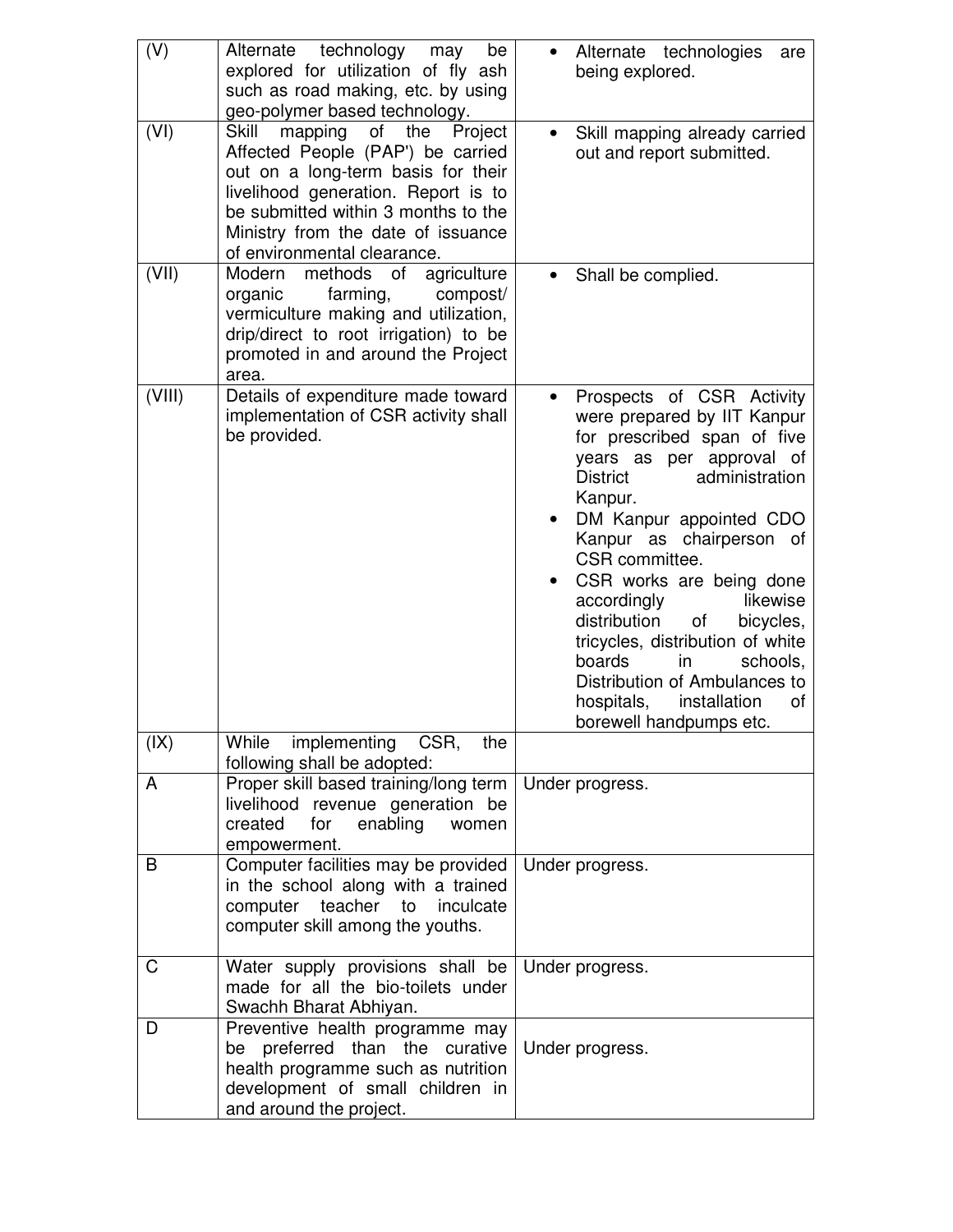| (V) | Alternate technology may be explored for utilization of fly ash such as road making, etc. by using geo-polymer based technology. | • Alternate technologies are being explored. |
|---|---|---|
| (VI) | Skill mapping of the Project Affected People (PAP') be carried out on a long-term basis for their livelihood generation. Report is to be submitted within 3 months to the Ministry from the date of issuance of environmental clearance. | • Skill mapping already carried out and report submitted. |
| (VII) | Modern methods of agriculture organic farming, compost/ vermiculture making and utilization, drip/direct to root irrigation) to be promoted in and around the Project area. | • Shall be complied. |
| (VIII) | Details of expenditure made toward implementation of CSR activity shall be provided. | • Prospects of CSR Activity were prepared by IIT Kanpur for prescribed span of five years as per approval of District administration Kanpur.<br>• DM Kanpur appointed CDO Kanpur as chairperson of CSR committee.<br>• CSR works are being done accordingly likewise distribution of bicycles, tricycles, distribution of white boards in schools, Distribution of Ambulances to hospitals, installation of borewell handpumps etc. |
| (IX) | While implementing CSR, the following shall be adopted: | |
| A | Proper skill based training/long term livelihood revenue generation be created for enabling women empowerment. | Under progress. |
| B | Computer facilities may be provided in the school along with a trained computer teacher to inculcate computer skill among the youths. | Under progress. |
| C | Water supply provisions shall be made for all the bio-toilets under Swachh Bharat Abhiyan. | Under progress. |
| D | Preventive health programme may be preferred than the curative health programme such as nutrition development of small children in and around the project. | Under progress. |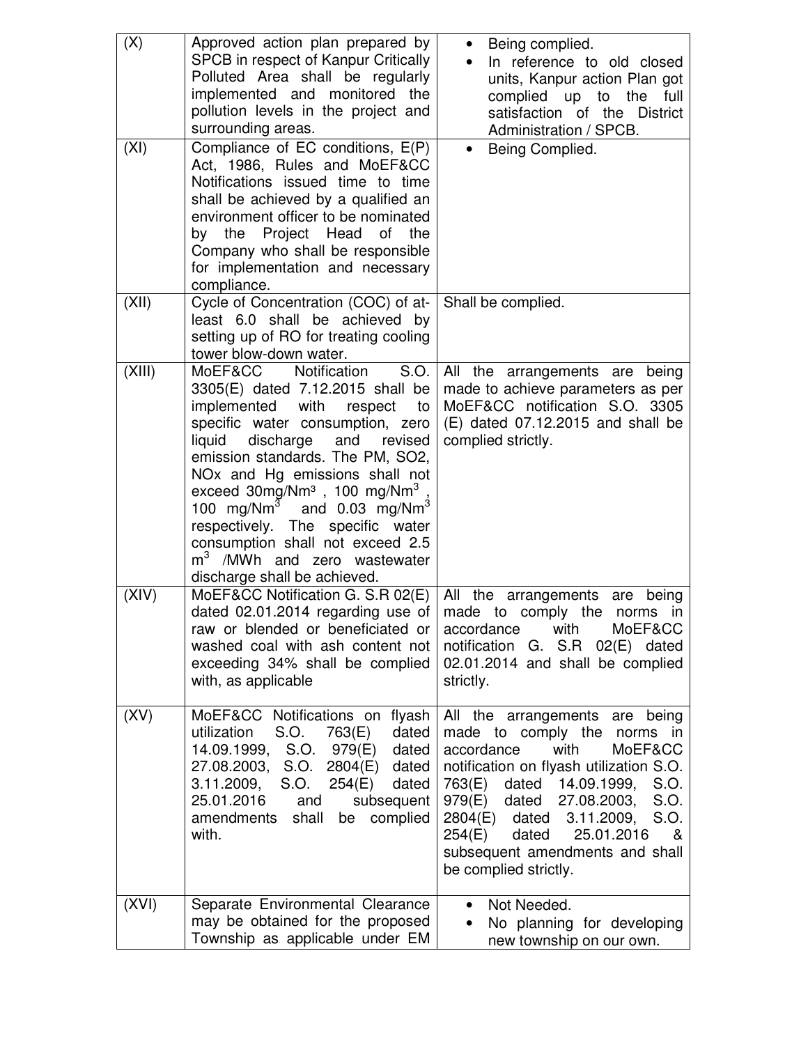| (X) | Approved action plan prepared by SPCB in respect of Kanpur Critically Polluted Area shall be regularly implemented and monitored the pollution levels in the project and surrounding areas. | • Being complied.<br>• In reference to old closed units, Kanpur action Plan got complied up to the full satisfaction of the District Administration / SPCB. |
|---|---|---|
| (XI) | Compliance of EC conditions, E(P) Act, 1986, Rules and MoEF&CC Notifications issued time to time shall be achieved by a qualified an environment officer to be nominated by the Project Head of the Company who shall be responsible for implementation and necessary compliance. | • Being Complied. |
| (XII) | Cycle of Concentration (COC) of at-least 6.0 shall be achieved by setting up of RO for treating cooling tower blow-down water. | Shall be complied. |
| (XIII) | MoEF&CC Notification S.O. 3305(E) dated 7.12.2015 shall be implemented with respect to specific water consumption, zero liquid discharge and revised emission standards. The PM, $SO_2$, NOx and Hg emissions shall not exceed 30mg/$Nm^3$ , 100 mg/$Nm^3$ , 100 mg/$Nm^3$ and 0.03 mg/$Nm^3$ respectively. The specific water consumption shall not exceed 2.5 $m^3$ /MWh and zero wastewater discharge shall be achieved. | All the arrangements are being made to achieve parameters as per MoEF&CC notification S.O. 3305 (E) dated 07.12.2015 and shall be complied strictly. |
| (XIV) | MoEF&CC Notification G. S.R 02(E) dated 02.01.2014 regarding use of raw or blended or beneficiated or washed coal with ash content not exceeding 34% shall be complied with, as applicable | All the arrangements are being made to comply the norms in accordance with MoEF&CC notification G. S.R 02(E) dated 02.01.2014 and shall be complied strictly. |
| (XV) | MoEF&CC Notifications on flyash utilization S.O. 763(E) dated 14.09.1999, S.O. 979(E) dated 27.08.2003, S.O. 2804(E) dated 3.11.2009, S.O. 254(E) dated 25.01.2016 and subsequent amendments shall be complied with. | All the arrangements are being made to comply the norms in accordance with MoEF&CC notification on flyash utilization S.O. 763(E) dated 14.09.1999, S.O. 979(E) dated 27.08.2003, S.O. 2804(E) dated 3.11.2009, S.O. 254(E) dated 25.01.2016 & subsequent amendments and shall be complied strictly. |
| (XVI) | Separate Environmental Clearance may be obtained for the proposed Township as applicable under EM | • Not Needed.<br>• No planning for developing new township on our own. |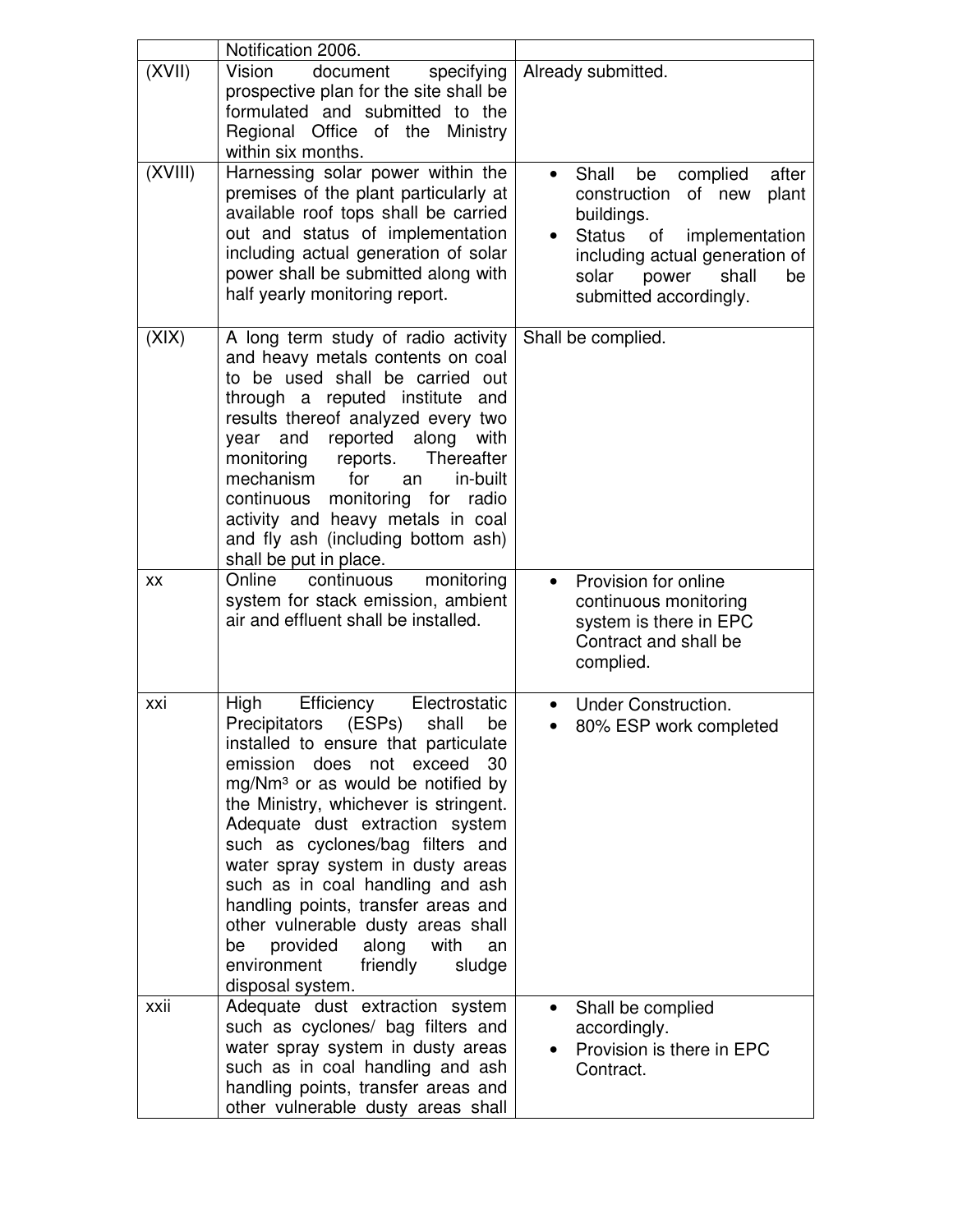| | | |
|---|---|---|
| | Notification 2006. | |
| (XVII) | Vision document specifying prospective plan for the site shall be formulated and submitted to the Regional Office of the Ministry within six months. | Already submitted. |
| (XVIII) | Harnessing solar power within the premises of the plant particularly at available roof tops shall be carried out and status of implementation including actual generation of solar power shall be submitted along with half yearly monitoring report. | • Shall be complied after construction of new plant buildings.<br>• Status of implementation including actual generation of solar power shall be submitted accordingly. |
| (XIX) | A long term study of radio activity and heavy metals contents on coal to be used shall be carried out through a reputed institute and results thereof analyzed every two year and reported along with monitoring reports. Thereafter mechanism for an in-built continuous monitoring for radio activity and heavy metals in coal and fly ash (including bottom ash) shall be put in place. | Shall be complied. |
| xx | Online continuous monitoring system for stack emission, ambient air and effluent shall be installed. | • Provision for online continuous monitoring system is there in EPC Contract and shall be complied. |
| xxi | High Efficiency Electrostatic Precipitators (ESPs) shall be installed to ensure that particulate emission does not exceed 30 mg/Nm³ or as would be notified by the Ministry, whichever is stringent. Adequate dust extraction system such as cyclones/bag filters and water spray system in dusty areas such as in coal handling and ash handling points, transfer areas and other vulnerable dusty areas shall be provided along with an environment friendly sludge disposal system. | • Under Construction.<br>• 80% ESP work completed |
| xxii | Adequate dust extraction system such as cyclones/ bag filters and water spray system in dusty areas such as in coal handling and ash handling points, transfer areas and other vulnerable dusty areas shall | • Shall be complied accordingly.<br>• Provision is there in EPC Contract. |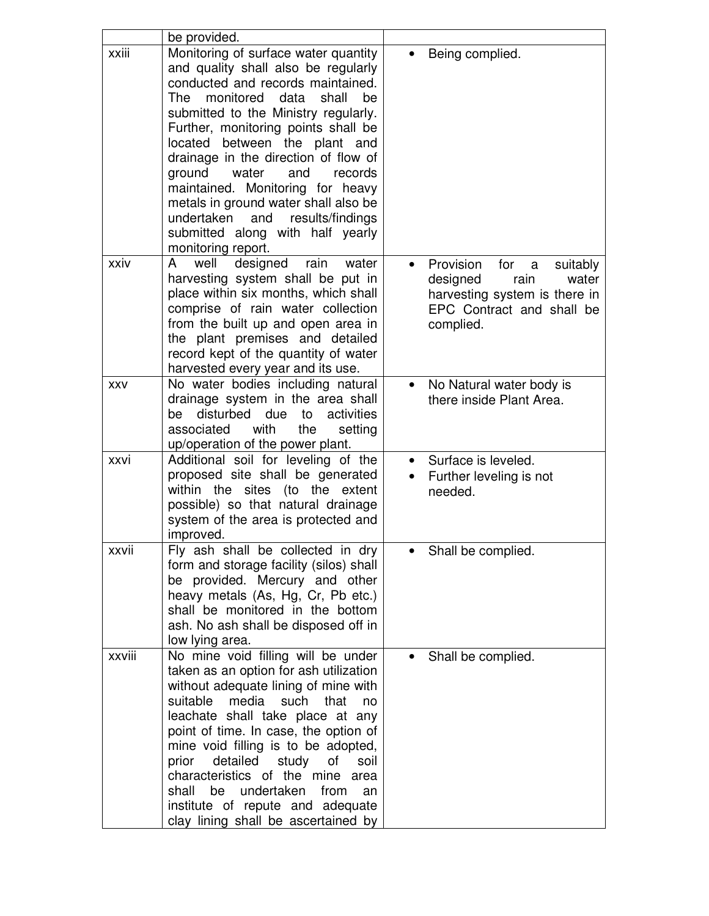| | | |
|---|---|---|
| | be provided. | |
| xxiii | Monitoring of surface water quantity and quality shall also be regularly conducted and records maintained. The monitored data shall be submitted to the Ministry regularly. Further, monitoring points shall be located between the plant and drainage in the direction of flow of ground water and records maintained. Monitoring for heavy metals in ground water shall also be undertaken and results/findings submitted along with half yearly monitoring report. | • Being complied. |
| xxiv | A well designed rain water harvesting system shall be put in place within six months, which shall comprise of rain water collection from the built up and open area in the plant premises and detailed record kept of the quantity of water harvested every year and its use. | • Provision for a suitably designed rain water harvesting system is there in EPC Contract and shall be complied. |
| xxv | No water bodies including natural drainage system in the area shall be disturbed due to activities associated with the setting up/operation of the power plant. | • No Natural water body is there inside Plant Area. |
| xxvi | Additional soil for leveling of the proposed site shall be generated within the sites (to the extent possible) so that natural drainage system of the area is protected and improved. | • Surface is leveled.<br>• Further leveling is not needed. |
| xxvii | Fly ash shall be collected in dry form and storage facility (silos) shall be provided. Mercury and other heavy metals (As, Hg, Cr, Pb etc.) shall be monitored in the bottom ash. No ash shall be disposed off in low lying area. | • Shall be complied. |
| xxviii | No mine void filling will be under taken as an option for ash utilization without adequate lining of mine with suitable media such that no leachate shall take place at any point of time. In case, the option of mine void filling is to be adopted, prior detailed study of soil characteristics of the mine area shall be undertaken from an institute of repute and adequate clay lining shall be ascertained by | • Shall be complied. |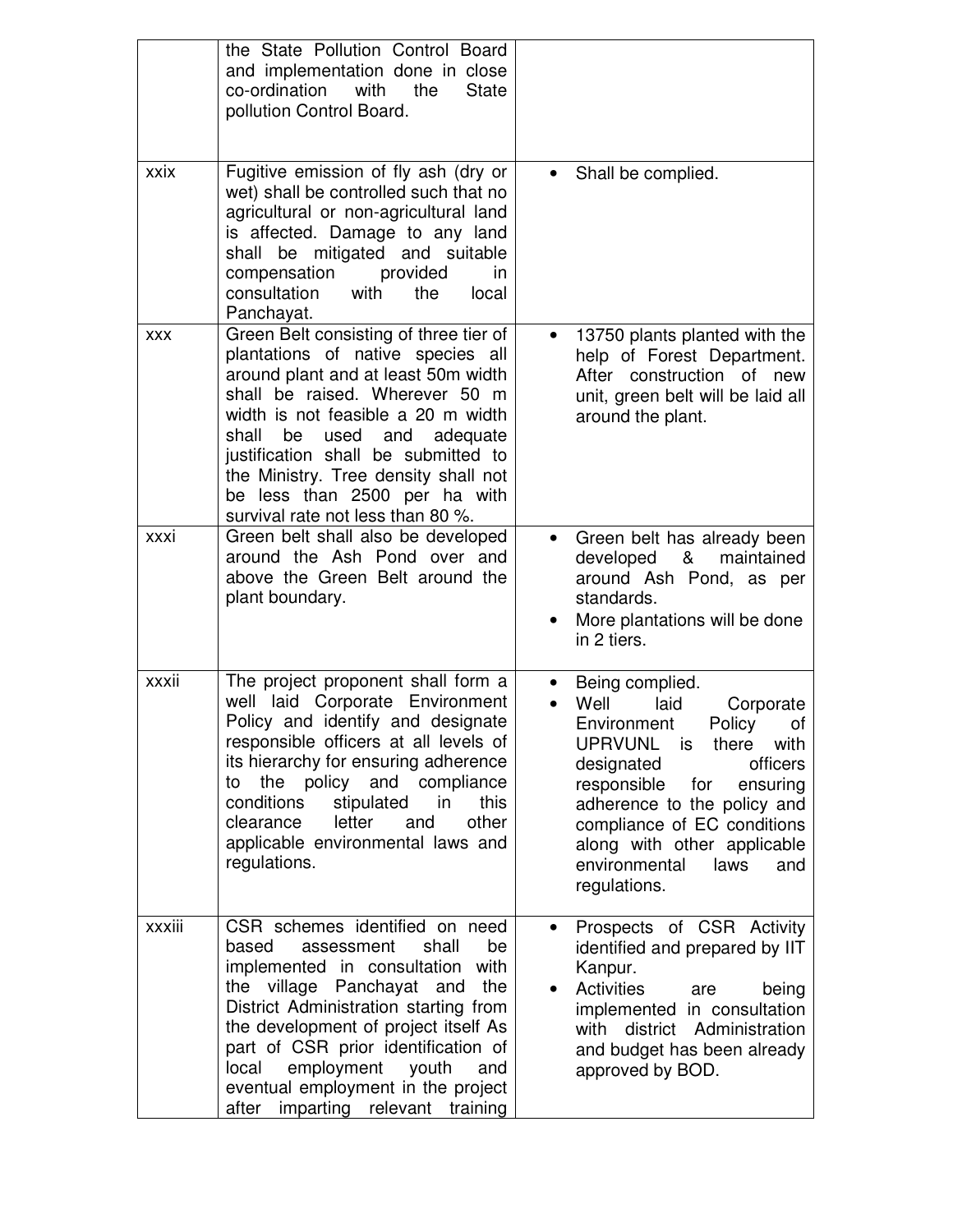| | | |
|---|---|---|
| | the State Pollution Control Board and implementation done in close co-ordination with the State pollution Control Board. | |
| xxix | Fugitive emission of fly ash (dry or wet) shall be controlled such that no agricultural or non-agricultural land is affected. Damage to any land shall be mitigated and suitable compensation provided in consultation with the local Panchayat. | • Shall be complied. |
| xxx | Green Belt consisting of three tier of plantations of native species all around plant and at least 50m width shall be raised. Wherever 50 m width is not feasible a 20 m width shall be used and adequate justification shall be submitted to the Ministry. Tree density shall not be less than 2500 per ha with survival rate not less than 80 %. | • 13750 plants planted with the help of Forest Department. After construction of new unit, green belt will be laid all around the plant. |
| xxxi | Green belt shall also be developed around the Ash Pond over and above the Green Belt around the plant boundary. | • Green belt has already been developed & maintained around Ash Pond, as per standards.<br>• More plantations will be done in 2 tiers. |
| xxxii | The project proponent shall form a well laid Corporate Environment Policy and identify and designate responsible officers at all levels of its hierarchy for ensuring adherence to the policy and compliance conditions stipulated in this clearance letter and other applicable environmental laws and regulations. | • Being complied.<br>• Well laid Corporate Environment Policy of UPRVUNL is there with designated officers responsible for ensuring adherence to the policy and compliance of EC conditions along with other applicable environmental laws and regulations. |
| xxxiii | CSR schemes identified on need based assessment shall be implemented in consultation with the village Panchayat and the District Administration starting from the development of project itself As part of CSR prior identification of local employment youth and eventual employment in the project after imparting relevant training | • Prospects of CSR Activity identified and prepared by IIT Kanpur.<br>• Activities are being implemented in consultation with district Administration and budget has been already approved by BOD. |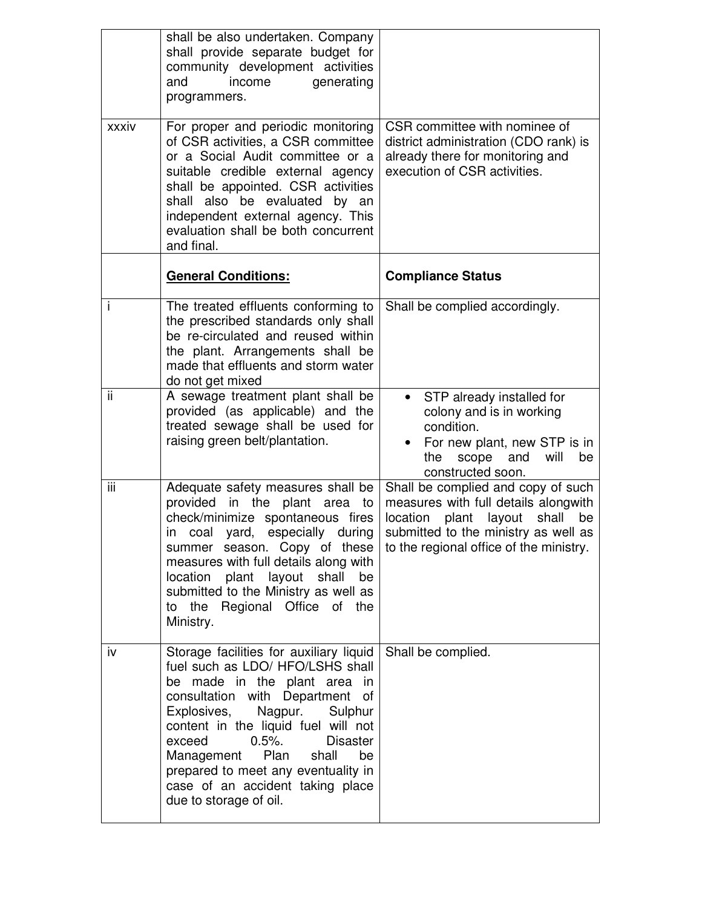|  |  |  |
|---|---|---|
|  | shall be also undertaken. Company shall provide separate budget for community development activities and income generating programmers. |  |
| xxxiv | For proper and periodic monitoring of CSR activities, a CSR committee or a Social Audit committee or a suitable credible external agency shall be appointed. CSR activities shall also be evaluated by an independent external agency. This evaluation shall be both concurrent and final. | CSR committee with nominee of district administration (CDO rank) is already there for monitoring and execution of CSR activities. |
|  | **<u>General Conditions:</u>** | **Compliance Status** |
| i | The treated effluents conforming to the prescribed standards only shall be re-circulated and reused within the plant. Arrangements shall be made that effluents and storm water do not get mixed | Shall be complied accordingly. |
| ii | A sewage treatment plant shall be provided (as applicable) and the treated sewage shall be used for raising green belt/plantation. | • STP already installed for colony and is in working condition.<br>• For new plant, new STP is in the scope and will be constructed soon. |
| iii | Adequate safety measures shall be provided in the plant area to check/minimize spontaneous fires in coal yard, especially during summer season. Copy of these measures with full details along with location plant layout shall be submitted to the Ministry as well as to the Regional Office of the Ministry. | Shall be complied and copy of such measures with full details alongwith location plant layout shall be submitted to the ministry as well as to the regional office of the ministry. |
| iv | Storage facilities for auxiliary liquid fuel such as LDO/ HFO/LSHS shall be made in the plant area in consultation with Department of Explosives, Nagpur. Sulphur content in the liquid fuel will not exceed 0.5%. Disaster Management Plan shall be prepared to meet any eventuality in case of an accident taking place due to storage of oil. | Shall be complied. |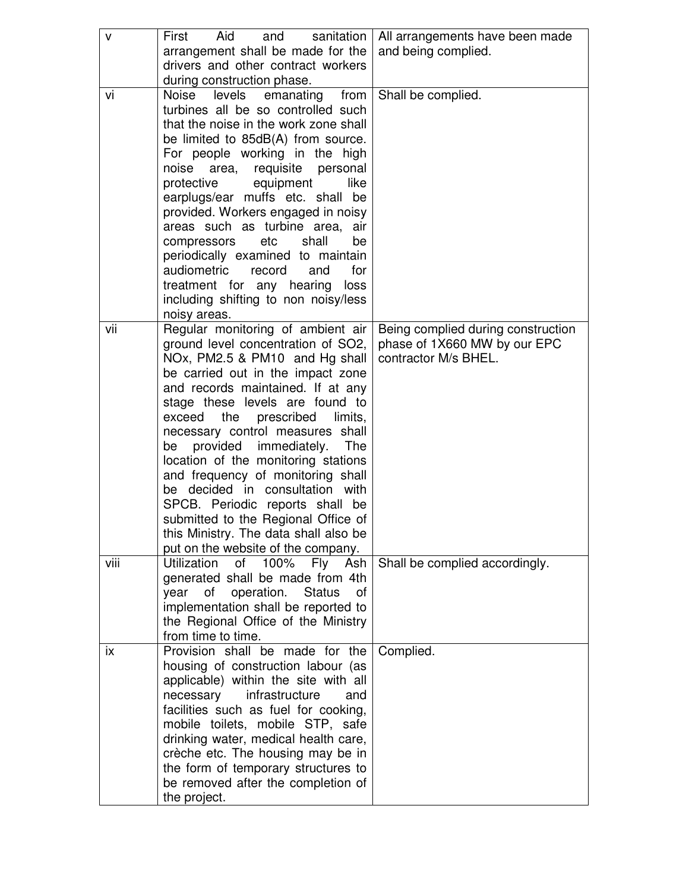| v | First Aid and sanitation arrangement shall be made for the drivers and other contract workers during construction phase. | All arrangements have been made and being complied. |
|---|---|---|
| vi | Noise levels emanating from turbines all be so controlled such that the noise in the work zone shall be limited to 85dB(A) from source. For people working in the high noise area, requisite personal protective equipment like earplugs/ear muffs etc. shall be provided. Workers engaged in noisy areas such as turbine area, air compressors etc shall be periodically examined to maintain audiometric record and for treatment for any hearing loss including shifting to non noisy/less noisy areas. | Shall be complied. |
| vii | Regular monitoring of ambient air ground level concentration of $SO_2$, $NO_x$, PM2.5 & PM10 and Hg shall be carried out in the impact zone and records maintained. If at any stage these levels are found to exceed the prescribed limits, necessary control measures shall be provided immediately. The location of the monitoring stations and frequency of monitoring shall be decided in consultation with SPCB. Periodic reports shall be submitted to the Regional Office of this Ministry. The data shall also be put on the website of the company. | Being complied during construction phase of 1X660 MW by our EPC contractor M/s BHEL. |
| viii | Utilization of 100% Fly Ash generated shall be made from 4th year of operation. Status of implementation shall be reported to the Regional Office of the Ministry from time to time. | Shall be complied accordingly. |
| ix | Provision shall be made for the housing of construction labour (as applicable) within the site with all necessary infrastructure and facilities such as fuel for cooking, mobile toilets, mobile STP, safe drinking water, medical health care, crèche etc. The housing may be in the form of temporary structures to be removed after the completion of the project. | Complied. |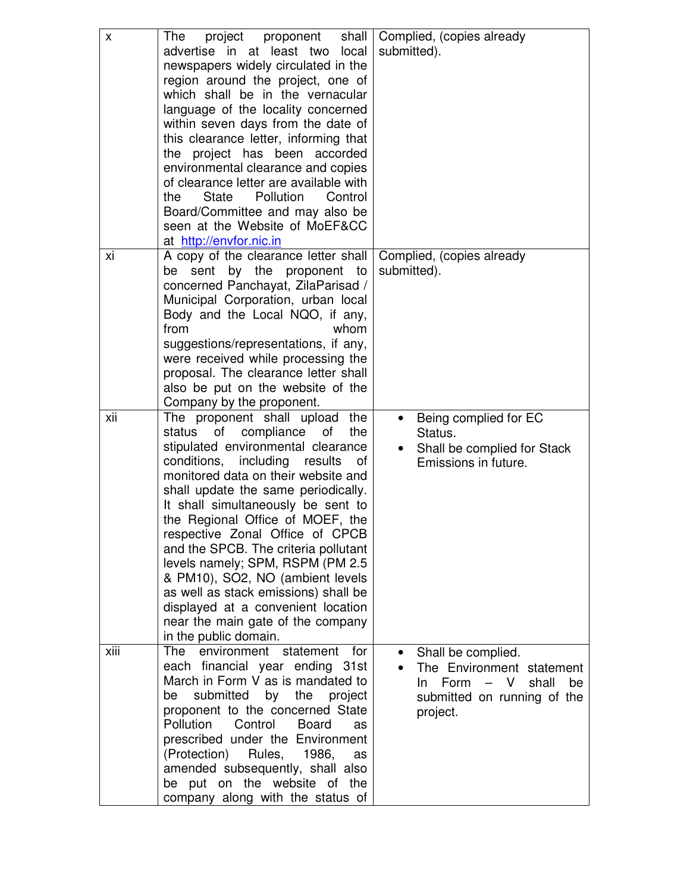| x | The project proponent shall advertise in at least two local newspapers widely circulated in the region around the project, one of which shall be in the vernacular language of the locality concerned within seven days from the date of this clearance letter, informing that the project has been accorded environmental clearance and copies of clearance letter are available with the State Pollution Control Board/Committee and may also be seen at the Website of MoEF&CC at http://envfor.nic.in | Complied, (copies already submitted). |
|---|---|---|
| xi | A copy of the clearance letter shall be sent by the proponent to concerned Panchayat, ZilaParisad / Municipal Corporation, urban local Body and the Local NQO, if any, from whom suggestions/representations, if any, were received while processing the proposal. The clearance letter shall also be put on the website of the Company by the proponent. | Complied, (copies already submitted). |
| xii | The proponent shall upload the status of compliance of the stipulated environmental clearance conditions, including results of monitored data on their website and shall update the same periodically. It shall simultaneously be sent to the Regional Office of MOEF, the respective Zonal Office of CPCB and the SPCB. The criteria pollutant levels namely; SPM, RSPM (PM 2.5 & PM10), SO2, NO (ambient levels as well as stack emissions) shall be displayed at a convenient location near the main gate of the company in the public domain. | • Being complied for EC Status. <br> • Shall be complied for Stack Emissions in future. |
| xiii | The environment statement for each financial year ending 31st March in Form V as is mandated to be submitted by the project proponent to the concerned State Pollution Control Board as prescribed under the Environment (Protection) Rules, 1986, as amended subsequently, shall also be put on the website of the company along with the status of | • Shall be complied. <br> • The Environment statement In Form – V shall be submitted on running of the project. |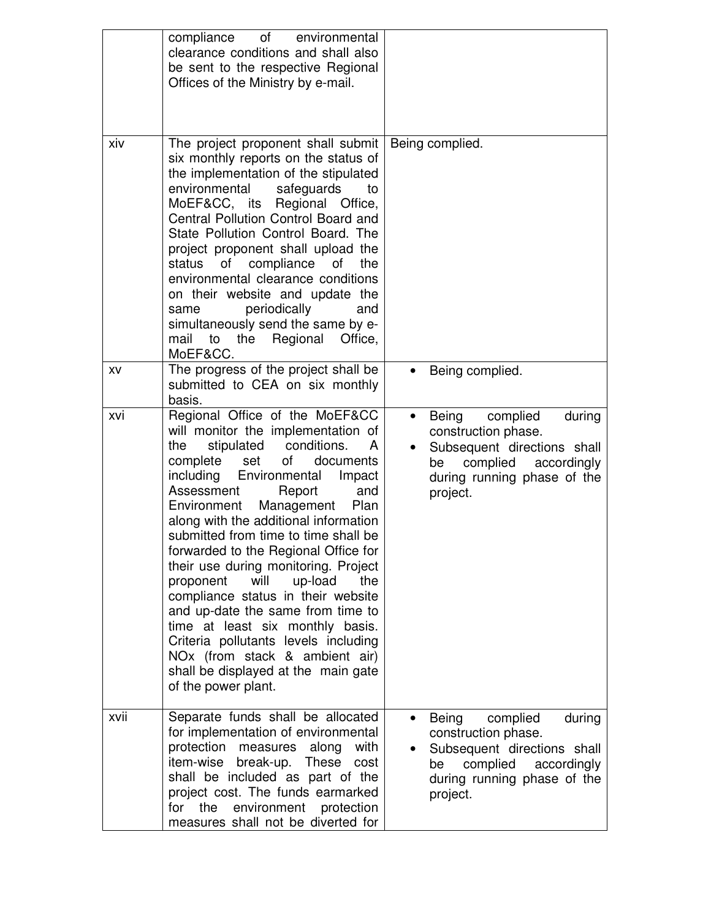| | | |
|---|---|---|
| | compliance of environmental clearance conditions and shall also be sent to the respective Regional Offices of the Ministry by e-mail. | |
| xiv | The project proponent shall submit six monthly reports on the status of the implementation of the stipulated environmental safeguards to MoEF&CC, its Regional Office, Central Pollution Control Board and State Pollution Control Board. The project proponent shall upload the status of compliance of the environmental clearance conditions on their website and update the same periodically and simultaneously send the same by e-mail to the Regional Office, MoEF&CC. | Being complied. |
| xv | The progress of the project shall be submitted to CEA on six monthly basis. | • Being complied. |
| xvi | Regional Office of the MoEF&CC will monitor the implementation of the stipulated conditions. A complete set of documents including Environmental Impact Assessment Report and Environment Management Plan along with the additional information submitted from time to time shall be forwarded to the Regional Office for their use during monitoring. Project proponent will up-load the compliance status in their website and up-date the same from time to time at least six monthly basis. Criteria pollutants levels including NOx (from stack & ambient air) shall be displayed at the main gate of the power plant. | • Being complied during construction phase.<br>• Subsequent directions shall be complied accordingly during running phase of the project. |
| xvii | Separate funds shall be allocated for implementation of environmental protection measures along with item-wise break-up. These cost shall be included as part of the project cost. The funds earmarked for the environment protection measures shall not be diverted for | • Being complied during construction phase.<br>• Subsequent directions shall be complied accordingly during running phase of the project. |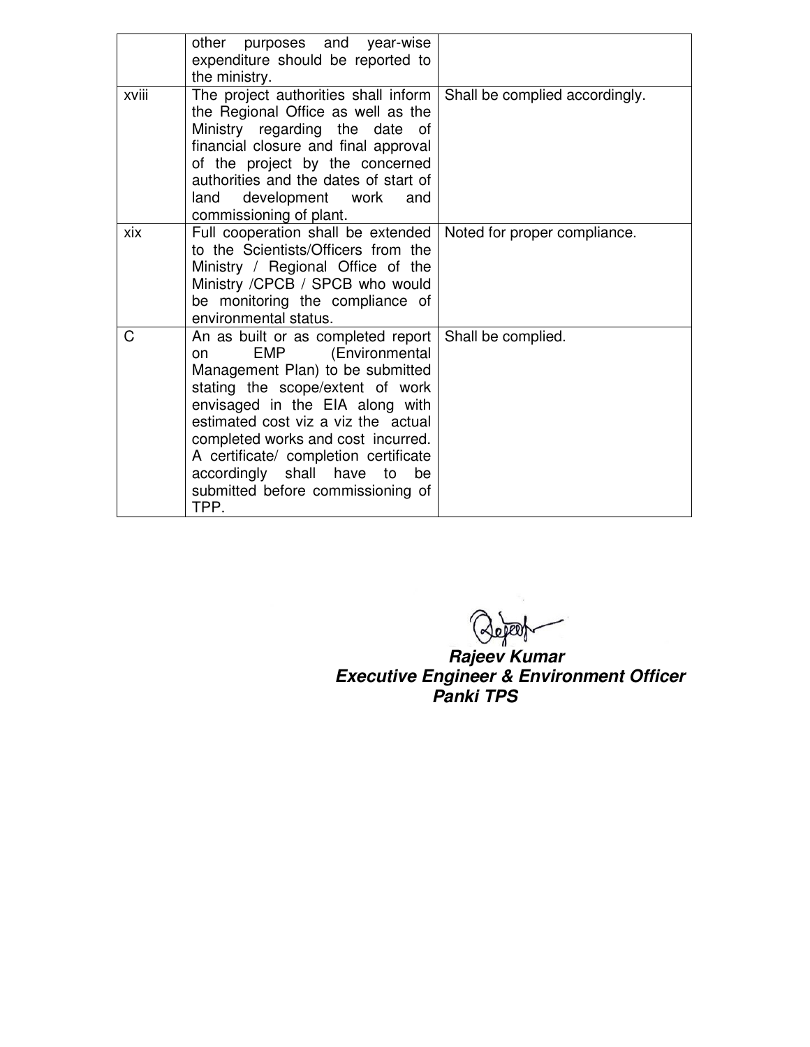| | | |
|---|---|---|
| | other purposes and year-wise expenditure should be reported to the ministry. | |
| xviii | The project authorities shall inform the Regional Office as well as the Ministry regarding the date of financial closure and final approval of the project by the concerned authorities and the dates of start of land development work and commissioning of plant. | Shall be complied accordingly. |
| xix | Full cooperation shall be extended to the Scientists/Officers from the Ministry / Regional Office of the Ministry /CPCB / SPCB who would be monitoring the compliance of environmental status. | Noted for proper compliance. |
| C | An as built or as completed report on EMP (Environmental Management Plan) to be submitted stating the scope/extent of work envisaged in the EIA along with estimated cost viz a viz the actual completed works and cost incurred. A certificate/ completion certificate accordingly shall have to be submitted before commissioning of TPP. | Shall be complied. |

***Rajeev Kumar***
***Executive Engineer & Environment Officer***
***Panki TPS***